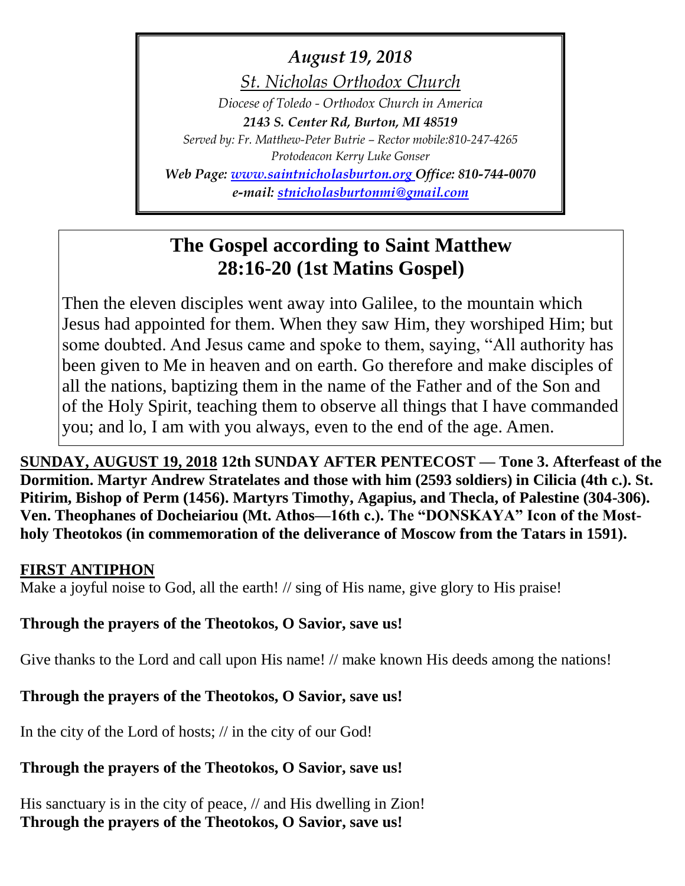*August 19, 2018*

*St. Nicholas Orthodox Church*

*Diocese of Toledo - Orthodox Church in America*

***2143 S. Center Rd, Burton, MI 48519***

*Served by: Fr. Matthew-Peter Butrie – Rector mobile:810-247-4265*

*Protodeacon Kerry Luke Gonser*

***Web Page: [www.saintnicholasburton.org](http://www.saintnicholasburton.org) Office: 810-744-0070***

***e-mail: [stnicholasburtonmi@gmail.com](mailto:stnicholasburtonmi@gmail.com)***

## The Gospel according to Saint Matthew 28:16-20 (1st Matins Gospel)

Then the eleven disciples went away into Galilee, to the mountain which Jesus had appointed for them. When they saw Him, they worshiped Him; but some doubted. And Jesus came and spoke to them, saying, "All authority has been given to Me in heaven and on earth. Go therefore and make disciples of all the nations, baptizing them in the name of the Father and of the Son and of the Holy Spirit, teaching them to observe all things that I have commanded you; and lo, I am with you always, even to the end of the age. Amen.

**SUNDAY, AUGUST 19, 2018 12th SUNDAY AFTER PENTECOST — Tone 3. Afterfeast of the Dormition. Martyr Andrew Stratelates and those with him (2593 soldiers) in Cilicia (4th c.). St. Pitirim, Bishop of Perm (1456). Martyrs Timothy, Agapius, and Thecla, of Palestine (304-306). Ven. Theophanes of Docheiariou (Mt. Athos—16th c.). The "DONSKAYA" Icon of the Most-holy Theotokos (in commemoration of the deliverance of Moscow from the Tatars in 1591).**

**FIRST ANTIPHON**

Make a joyful noise to God, all the earth! // sing of His name, give glory to His praise!

**Through the prayers of the Theotokos, O Savior, save us!**

Give thanks to the Lord and call upon His name! // make known His deeds among the nations!

**Through the prayers of the Theotokos, O Savior, save us!**

In the city of the Lord of hosts; // in the city of our God!

**Through the prayers of the Theotokos, O Savior, save us!**

His sanctuary is in the city of peace, // and His dwelling in Zion!
**Through the prayers of the Theotokos, O Savior, save us!**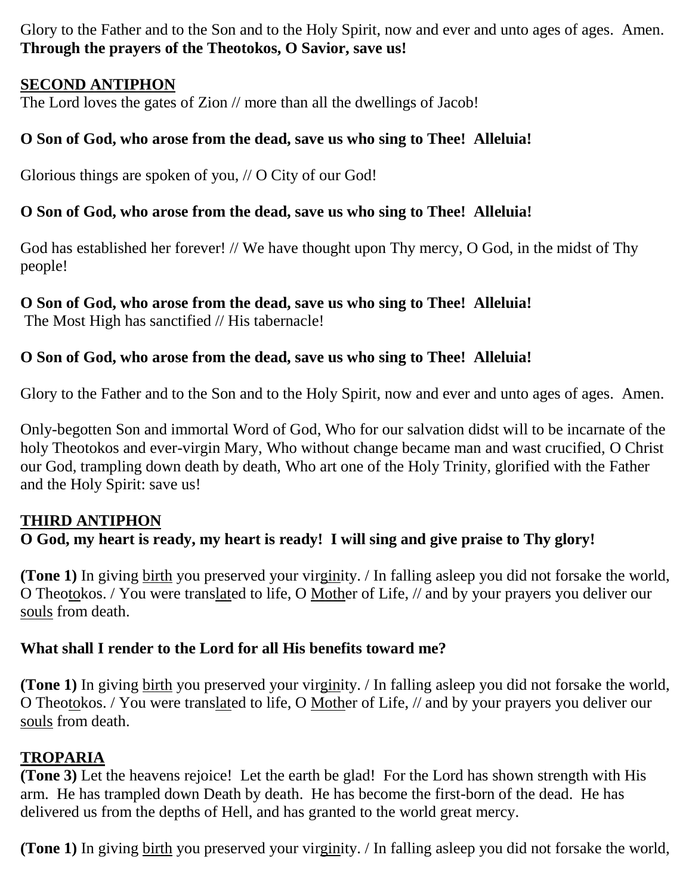Glory to the Father and to the Son and to the Holy Spirit, now and ever and unto ages of ages. Amen.
**Through the prayers of the Theotokos, O Savior, save us!**

**SECOND ANTIPHON**

The Lord loves the gates of Zion // more than all the dwellings of Jacob!

**O Son of God, who arose from the dead, save us who sing to Thee! Alleluia!**

Glorious things are spoken of you, // O City of our God!

**O Son of God, who arose from the dead, save us who sing to Thee! Alleluia!**

God has established her forever! // We have thought upon Thy mercy, O God, in the midst of Thy people!

**O Son of God, who arose from the dead, save us who sing to Thee! Alleluia!**
The Most High has sanctified // His tabernacle!

**O Son of God, who arose from the dead, save us who sing to Thee! Alleluia!**

Glory to the Father and to the Son and to the Holy Spirit, now and ever and unto ages of ages. Amen.

Only-begotten Son and immortal Word of God, Who for our salvation didst will to be incarnate of the holy Theotokos and ever-virgin Mary, Who without change became man and wast crucified, O Christ our God, trampling down death by death, Who art one of the Holy Trinity, glorified with the Father and the Holy Spirit: save us!

**THIRD ANTIPHON**

**O God, my heart is ready, my heart is ready! I will sing and give praise to Thy glory!**

**(Tone 1)** In giving birth you preserved your virginity. / In falling asleep you did not forsake the world, O Theotokos. / You were translated to life, O Mother of Life, // and by your prayers you deliver our souls from death.

**What shall I render to the Lord for all His benefits toward me?**

**(Tone 1)** In giving birth you preserved your virginity. / In falling asleep you did not forsake the world, O Theotokos. / You were translated to life, O Mother of Life, // and by your prayers you deliver our souls from death.

**TROPARIA**

**(Tone 3)** Let the heavens rejoice! Let the earth be glad! For the Lord has shown strength with His arm. He has trampled down Death by death. He has become the first-born of the dead. He has delivered us from the depths of Hell, and has granted to the world great mercy.

**(Tone 1)** In giving birth you preserved your virginity. / In falling asleep you did not forsake the world,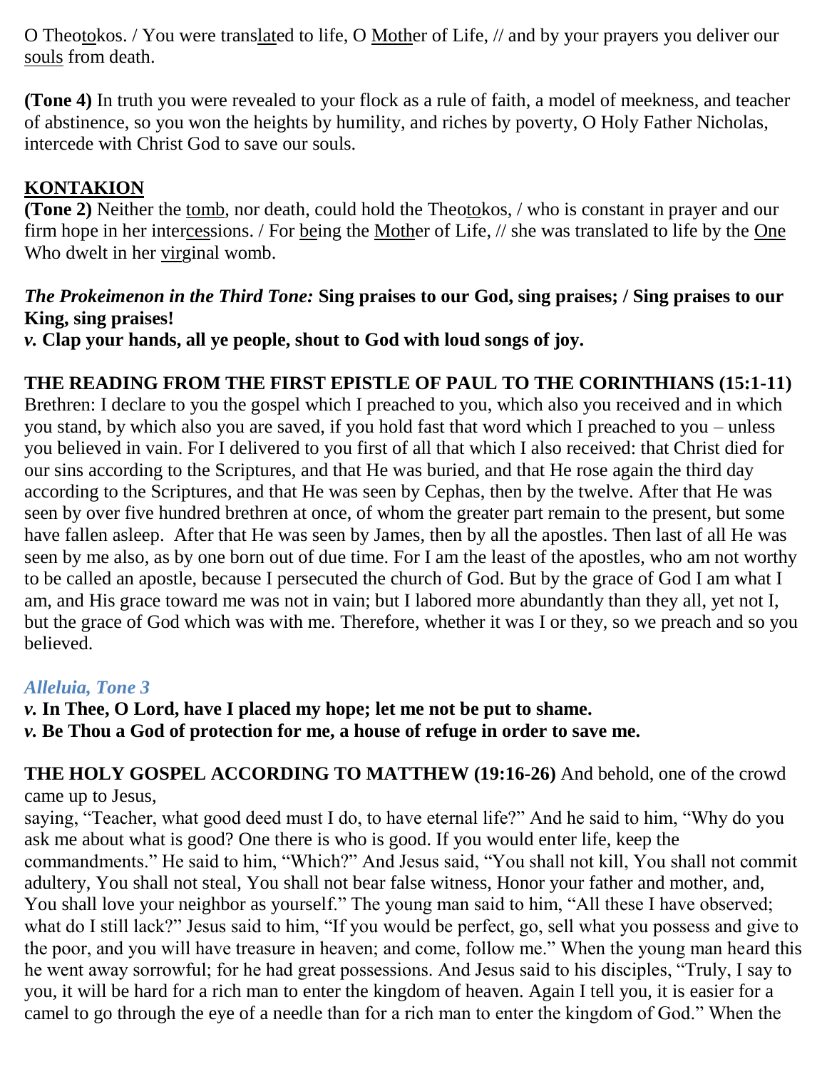O Theotokos. / You were translated to life, O Mother of Life, // and by your prayers you deliver our souls from death.

**(Tone 4)** In truth you were revealed to your flock as a rule of faith, a model of meekness, and teacher of abstinence, so you won the heights by humility, and riches by poverty, O Holy Father Nicholas, intercede with Christ God to save our souls.

## KONTAKION

**(Tone 2)** Neither the tomb, nor death, could hold the Theotokos, / who is constant in prayer and our firm hope in her intercessions. / For being the Mother of Life, // she was translated to life by the One Who dwelt in her virginal womb.

***The Prokeimenon in the Third Tone:*** **Sing praises to our God, sing praises; / Sing praises to our King, sing praises!**

***v.*** **Clap your hands, all ye people, shout to God with loud songs of joy.**

**THE READING FROM THE FIRST EPISTLE OF PAUL TO THE CORINTHIANS (15:1-11)**
Brethren: I declare to you the gospel which I preached to you, which also you received and in which you stand, by which also you are saved, if you hold fast that word which I preached to you – unless you believed in vain. For I delivered to you first of all that which I also received: that Christ died for our sins according to the Scriptures, and that He was buried, and that He rose again the third day according to the Scriptures, and that He was seen by Cephas, then by the twelve. After that He was seen by over five hundred brethren at once, of whom the greater part remain to the present, but some have fallen asleep. After that He was seen by James, then by all the apostles. Then last of all He was seen by me also, as by one born out of due time. For I am the least of the apostles, who am not worthy to be called an apostle, because I persecuted the church of God. But by the grace of God I am what I am, and His grace toward me was not in vain; but I labored more abundantly than they all, yet not I, but the grace of God which was with me. Therefore, whether it was I or they, so we preach and so you believed.

***Alleluia, Tone 3***

***v.*** **In Thee, O Lord, have I placed my hope; let me not be put to shame.**
***v.*** **Be Thou a God of protection for me, a house of refuge in order to save me.**

**THE HOLY GOSPEL ACCORDING TO MATTHEW (19:16-26)** And behold, one of the crowd came up to Jesus,
saying, "Teacher, what good deed must I do, to have eternal life?" And he said to him, "Why do you ask me about what is good? One there is who is good. If you would enter life, keep the commandments." He said to him, "Which?" And Jesus said, "You shall not kill, You shall not commit adultery, You shall not steal, You shall not bear false witness, Honor your father and mother, and, You shall love your neighbor as yourself." The young man said to him, "All these I have observed; what do I still lack?" Jesus said to him, "If you would be perfect, go, sell what you possess and give to the poor, and you will have treasure in heaven; and come, follow me." When the young man heard this he went away sorrowful; for he had great possessions. And Jesus said to his disciples, "Truly, I say to you, it will be hard for a rich man to enter the kingdom of heaven. Again I tell you, it is easier for a camel to go through the eye of a needle than for a rich man to enter the kingdom of God." When the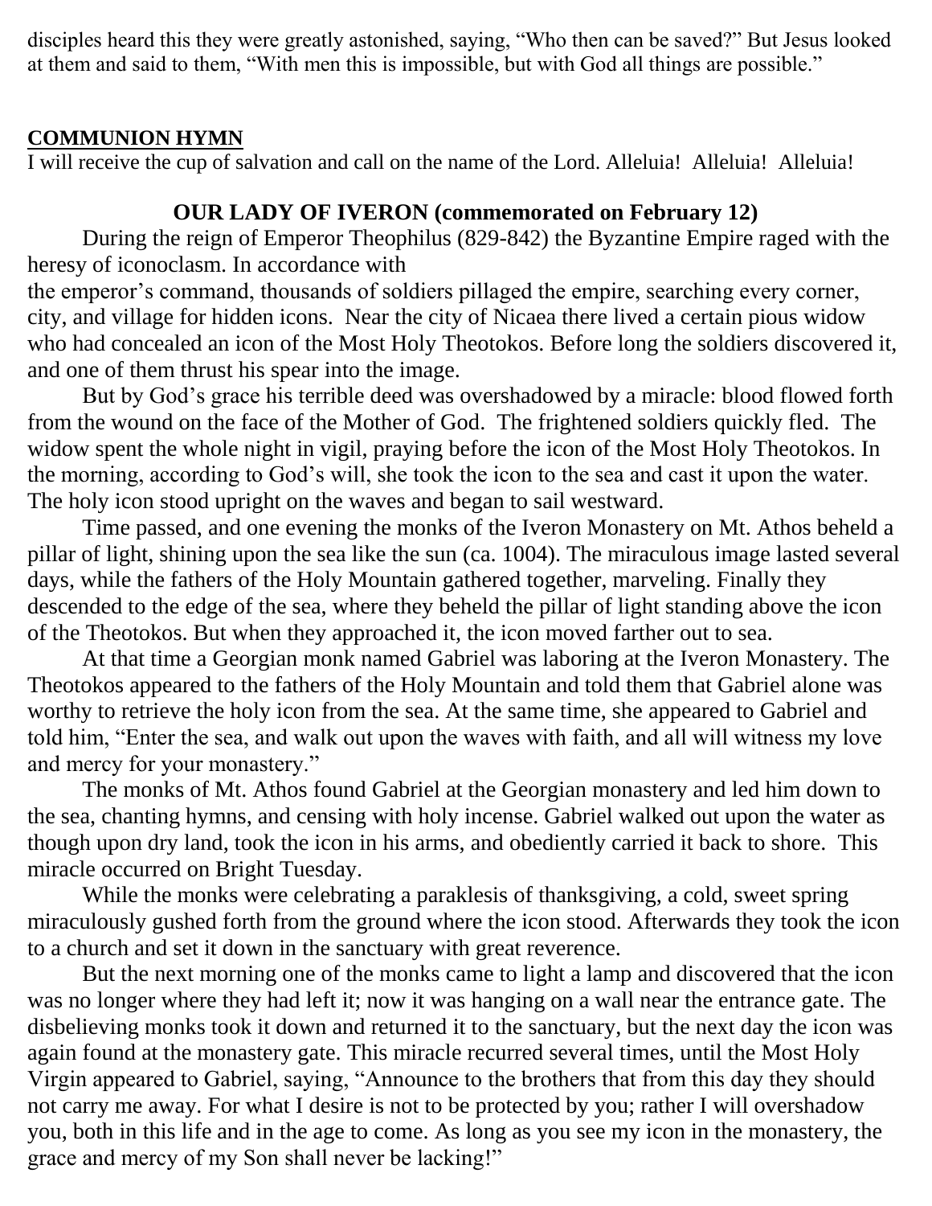disciples heard this they were greatly astonished, saying, "Who then can be saved?" But Jesus looked at them and said to them, "With men this is impossible, but with God all things are possible."

**COMMUNION HYMN**

I will receive the cup of salvation and call on the name of the Lord. Alleluia! Alleluia! Alleluia!

## OUR LADY OF IVERON (commemorated on February 12)

During the reign of Emperor Theophilus (829-842) the Byzantine Empire raged with the heresy of iconoclasm. In accordance with the emperor's command, thousands of soldiers pillaged the empire, searching every corner, city, and village for hidden icons. Near the city of Nicaea there lived a certain pious widow who had concealed an icon of the Most Holy Theotokos. Before long the soldiers discovered it, and one of them thrust his spear into the image.

But by God's grace his terrible deed was overshadowed by a miracle: blood flowed forth from the wound on the face of the Mother of God. The frightened soldiers quickly fled. The widow spent the whole night in vigil, praying before the icon of the Most Holy Theotokos. In the morning, according to God's will, she took the icon to the sea and cast it upon the water. The holy icon stood upright on the waves and began to sail westward.

Time passed, and one evening the monks of the Iveron Monastery on Mt. Athos beheld a pillar of light, shining upon the sea like the sun (ca. 1004). The miraculous image lasted several days, while the fathers of the Holy Mountain gathered together, marveling. Finally they descended to the edge of the sea, where they beheld the pillar of light standing above the icon of the Theotokos. But when they approached it, the icon moved farther out to sea.

At that time a Georgian monk named Gabriel was laboring at the Iveron Monastery. The Theotokos appeared to the fathers of the Holy Mountain and told them that Gabriel alone was worthy to retrieve the holy icon from the sea. At the same time, she appeared to Gabriel and told him, "Enter the sea, and walk out upon the waves with faith, and all will witness my love and mercy for your monastery."

The monks of Mt. Athos found Gabriel at the Georgian monastery and led him down to the sea, chanting hymns, and censing with holy incense. Gabriel walked out upon the water as though upon dry land, took the icon in his arms, and obediently carried it back to shore. This miracle occurred on Bright Tuesday.

While the monks were celebrating a paraklesis of thanksgiving, a cold, sweet spring miraculously gushed forth from the ground where the icon stood. Afterwards they took the icon to a church and set it down in the sanctuary with great reverence.

But the next morning one of the monks came to light a lamp and discovered that the icon was no longer where they had left it; now it was hanging on a wall near the entrance gate. The disbelieving monks took it down and returned it to the sanctuary, but the next day the icon was again found at the monastery gate. This miracle recurred several times, until the Most Holy Virgin appeared to Gabriel, saying, "Announce to the brothers that from this day they should not carry me away. For what I desire is not to be protected by you; rather I will overshadow you, both in this life and in the age to come. As long as you see my icon in the monastery, the grace and mercy of my Son shall never be lacking!"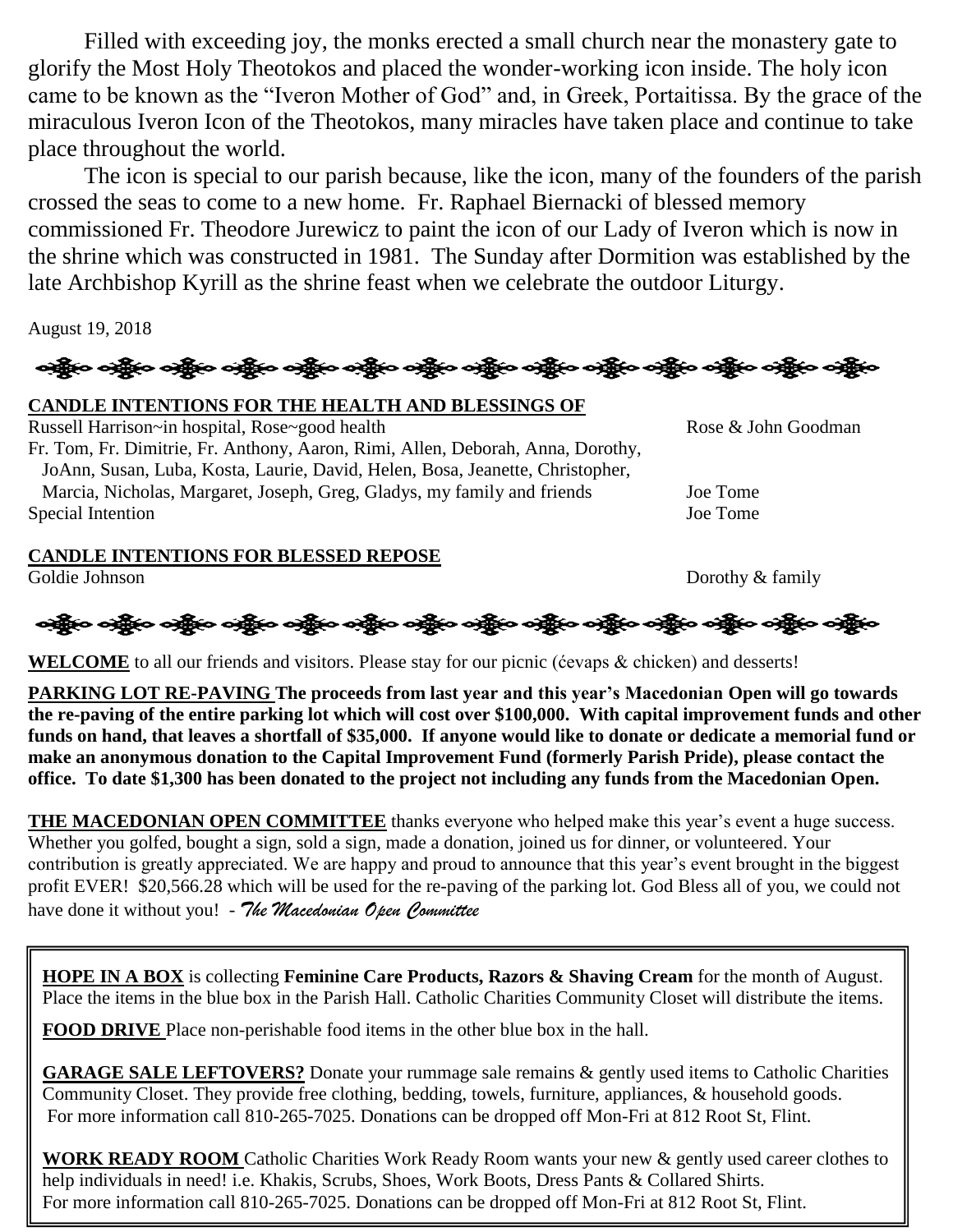Filled with exceeding joy, the monks erected a small church near the monastery gate to glorify the Most Holy Theotokos and placed the wonder-working icon inside. The holy icon came to be known as the "Iveron Mother of God" and, in Greek, Portaitissa. By the grace of the miraculous Iveron Icon of the Theotokos, many miracles have taken place and continue to take place throughout the world.

The icon is special to our parish because, like the icon, many of the founders of the parish crossed the seas to come to a new home. Fr. Raphael Biernacki of blessed memory commissioned Fr. Theodore Jurewicz to paint the icon of our Lady of Iveron which is now in the shrine which was constructed in 1981. The Sunday after Dormition was established by the late Archbishop Kyrill as the shrine feast when we celebrate the outdoor Liturgy.

August 19, 2018

**CANDLE INTENTIONS FOR THE HEALTH AND BLESSINGS OF**

| | |
|---|---|
| Russell Harrison~in hospital, Rose~good health | Rose & John Goodman |
| Fr. Tom, Fr. Dimitrie, Fr. Anthony, Aaron, Rimi, Allen, Deborah, Anna, Dorothy, JoAnn, Susan, Luba, Kosta, Laurie, David, Helen, Bosa, Jeanette, Christopher, Marcia, Nicholas, Margaret, Joseph, Greg, Gladys, my family and friends | Joe Tome |
| Special Intention | Joe Tome |

**CANDLE INTENTIONS FOR BLESSED REPOSE**

| | |
|---|---|
| Goldie Johnson | Dorothy & family |

**WELCOME** to all our friends and visitors. Please stay for our picnic (ćevaps & chicken) and desserts!

**PARKING LOT RE-PAVING The proceeds from last year and this year's Macedonian Open will go towards the re-paving of the entire parking lot which will cost over $100,000. With capital improvement funds and other funds on hand, that leaves a shortfall of $35,000. If anyone would like to donate or dedicate a memorial fund or make an anonymous donation to the Capital Improvement Fund (formerly Parish Pride), please contact the office. To date $1,300 has been donated to the project not including any funds from the Macedonian Open.**

**THE MACEDONIAN OPEN COMMITTEE** thanks everyone who helped make this year's event a huge success. Whether you golfed, bought a sign, sold a sign, made a donation, joined us for dinner, or volunteered. Your contribution is greatly appreciated. We are happy and proud to announce that this year's event brought in the biggest profit EVER! $20,566.28 which will be used for the re-paving of the parking lot. God Bless all of you, we could not have done it without you! - *The Macedonian Open Committee*

**HOPE IN A BOX** is collecting **Feminine Care Products, Razors & Shaving Cream** for the month of August. Place the items in the blue box in the Parish Hall. Catholic Charities Community Closet will distribute the items.

**FOOD DRIVE** Place non-perishable food items in the other blue box in the hall.

**GARAGE SALE LEFTOVERS?** Donate your rummage sale remains & gently used items to Catholic Charities Community Closet. They provide free clothing, bedding, towels, furniture, appliances, & household goods. For more information call 810-265-7025. Donations can be dropped off Mon-Fri at 812 Root St, Flint.

**WORK READY ROOM** Catholic Charities Work Ready Room wants your new & gently used career clothes to help individuals in need! i.e. Khakis, Scrubs, Shoes, Work Boots, Dress Pants & Collared Shirts. For more information call 810-265-7025. Donations can be dropped off Mon-Fri at 812 Root St, Flint.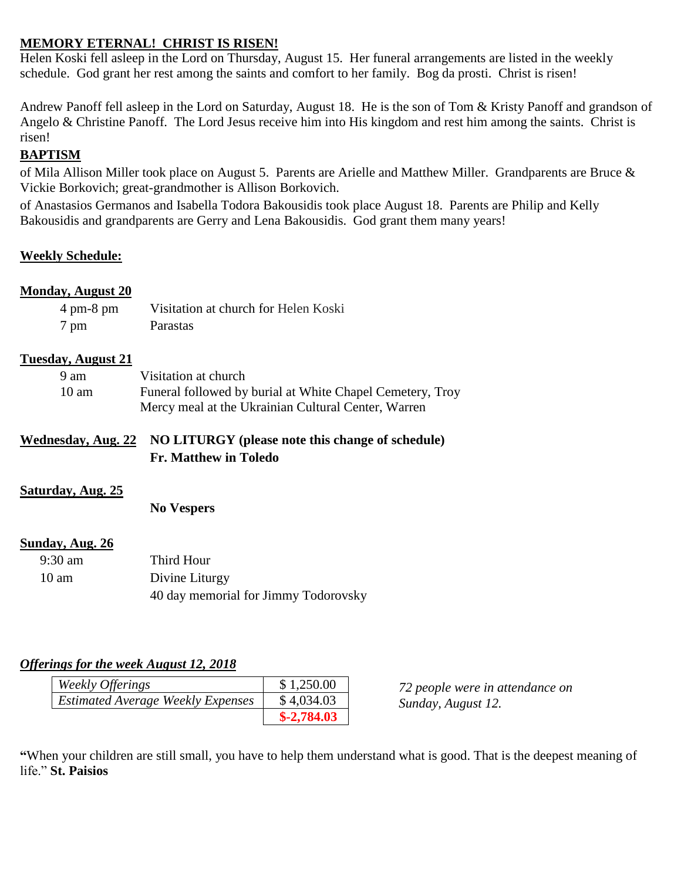**MEMORY ETERNAL! CHRIST IS RISEN!**

Helen Koski fell asleep in the Lord on Thursday, August 15. Her funeral arrangements are listed in the weekly schedule. God grant her rest among the saints and comfort to her family. Bog da prosti. Christ is risen!

Andrew Panoff fell asleep in the Lord on Saturday, August 18. He is the son of Tom & Kristy Panoff and grandson of Angelo & Christine Panoff. The Lord Jesus receive him into His kingdom and rest him among the saints. Christ is risen!

**BAPTISM**

of Mila Allison Miller took place on August 5. Parents are Arielle and Matthew Miller. Grandparents are Bruce & Vickie Borkovich; great-grandmother is Allison Borkovich.

of Anastasios Germanos and Isabella Todora Bakousidis took place August 18. Parents are Philip and Kelly Bakousidis and grandparents are Gerry and Lena Bakousidis. God grant them many years!

**Weekly Schedule:**

**Monday, August 20**

4 pm-8 pm Visitation at church for Helen Koski
7 pm Parastas

**Tuesday, August 21**

9 am Visitation at church
10 am Funeral followed by burial at White Chapel Cemetery, Troy
Mercy meal at the Ukrainian Cultural Center, Warren

**Wednesday, Aug. 22** **NO LITURGY (please note this change of schedule)**
**Fr. Matthew in Toledo**

**Saturday, Aug. 25**

**No Vespers**

**Sunday, Aug. 26**

9:30 am Third Hour
10 am Divine Liturgy
40 day memorial for Jimmy Todorovsky

***Offerings for the week August 12, 2018***

| | |
|---|---|
| *Weekly Offerings* | $ 1,250.00 |
| *Estimated Average Weekly Expenses* | $ 4,034.03 |
| | **$-2,784.03** |

*72 people were in attendance on Sunday, August 12.*

**"**When your children are still small, you have to help them understand what is good. That is the deepest meaning of life." **St. Paisios**